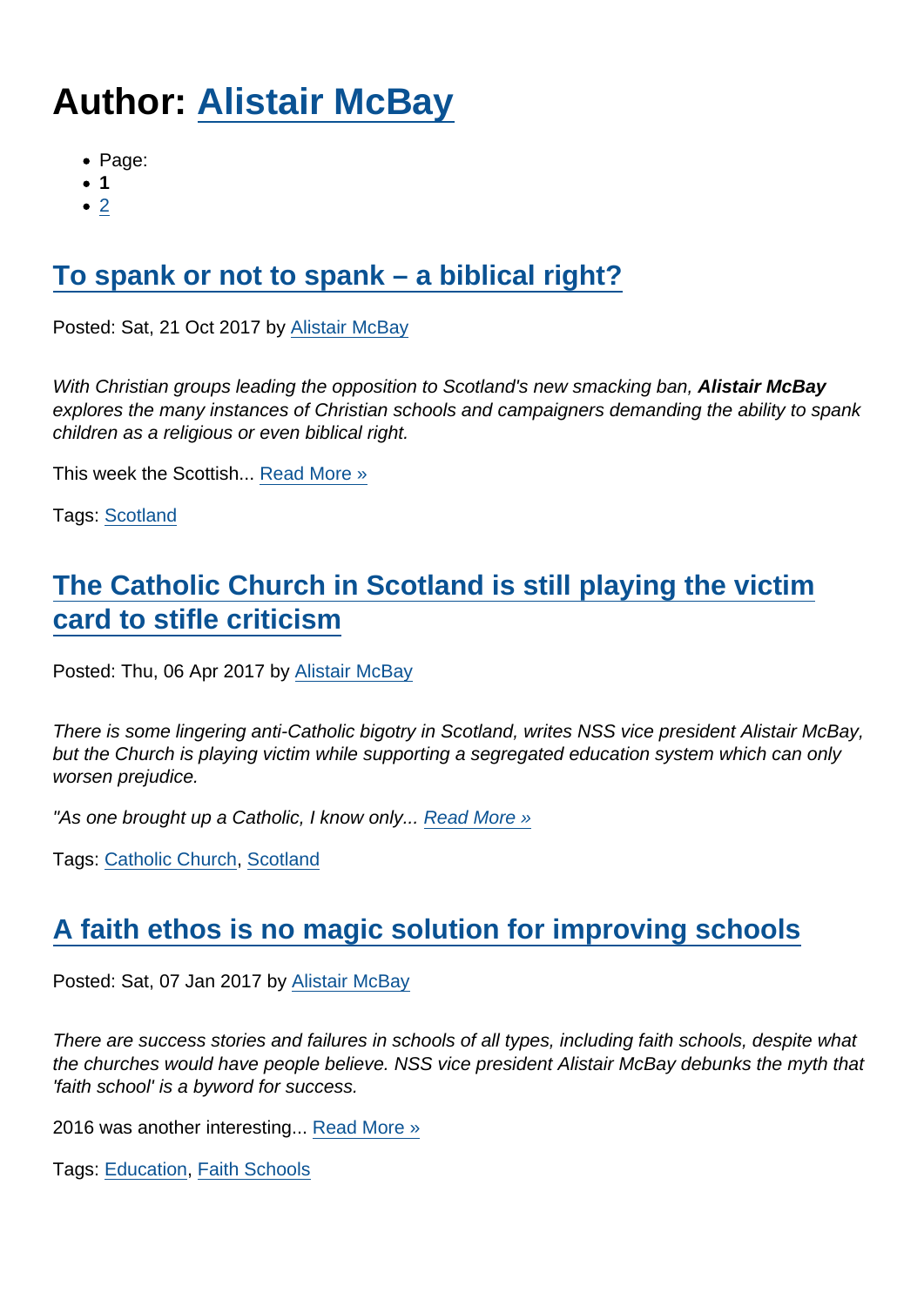# Author: Alistair McBay

- Page:
- **1**
- 2

## To spank or not to spank – a biblical right?

Posted: Sat, 21 Oct 2017 by Alistair McBay

*With Christian groups leading the opposition to Scotland's new smacking ban, **Alistair McBay** explores the many instances of Christian schools and campaigners demanding the ability to spank children as a religious or even biblical right.*

This week the Scottish... Read More »

Tags: Scotland

## The Catholic Church in Scotland is still playing the victim card to stifle criticism

Posted: Thu, 06 Apr 2017 by Alistair McBay

*There is some lingering anti-Catholic bigotry in Scotland, writes NSS vice president Alistair McBay, but the Church is playing victim while supporting a segregated education system which can only worsen prejudice.*

*"As one brought up a Catholic, I know only...* Read More »

Tags: Catholic Church, Scotland

## A faith ethos is no magic solution for improving schools

Posted: Sat, 07 Jan 2017 by Alistair McBay

*There are success stories and failures in schools of all types, including faith schools, despite what the churches would have people believe. NSS vice president Alistair McBay debunks the myth that 'faith school' is a byword for success.*

2016 was another interesting... Read More »

Tags: Education, Faith Schools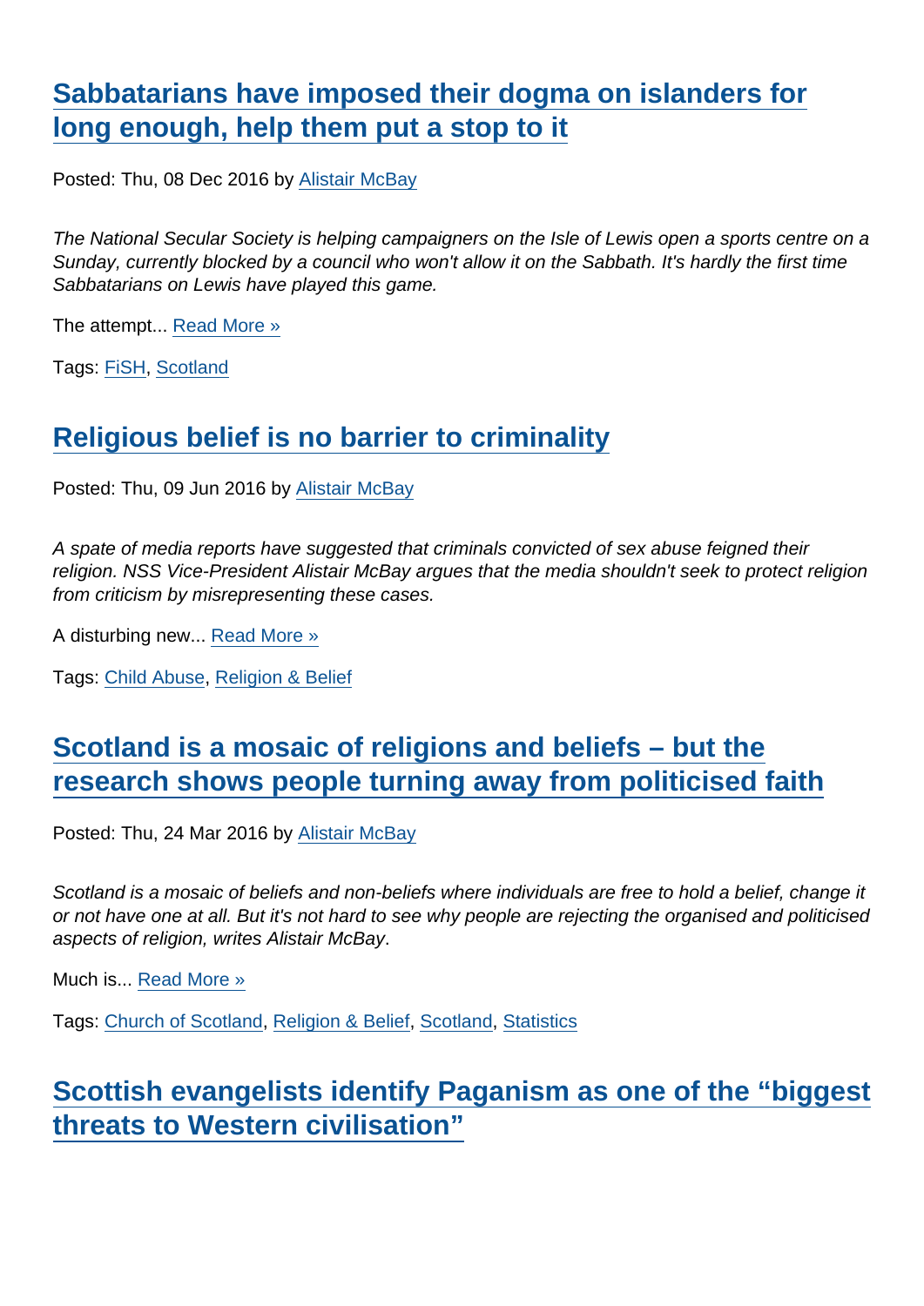## Sabbatarians have imposed their dogma on islanders for long enough, help them put a stop to it

Posted: Thu, 08 Dec 2016 by Alistair McBay

*The National Secular Society is helping campaigners on the Isle of Lewis open a sports centre on a Sunday, currently blocked by a council who won't allow it on the Sabbath. It's hardly the first time Sabbatarians on Lewis have played this game.*

The attempt... Read More »

Tags: FiSH, Scotland

## Religious belief is no barrier to criminality

Posted: Thu, 09 Jun 2016 by Alistair McBay

*A spate of media reports have suggested that criminals convicted of sex abuse feigned their religion. NSS Vice-President Alistair McBay argues that the media shouldn't seek to protect religion from criticism by misrepresenting these cases.*

A disturbing new... Read More »

Tags: Child Abuse, Religion & Belief

## Scotland is a mosaic of religions and beliefs – but the research shows people turning away from politicised faith

Posted: Thu, 24 Mar 2016 by Alistair McBay

*Scotland is a mosaic of beliefs and non-beliefs where individuals are free to hold a belief, change it or not have one at all. But it's not hard to see why people are rejecting the organised and politicised aspects of religion, writes Alistair McBay*.

Much is... Read More »

Tags: Church of Scotland, Religion & Belief, Scotland, Statistics

## Scottish evangelists identify Paganism as one of the "biggest threats to Western civilisation"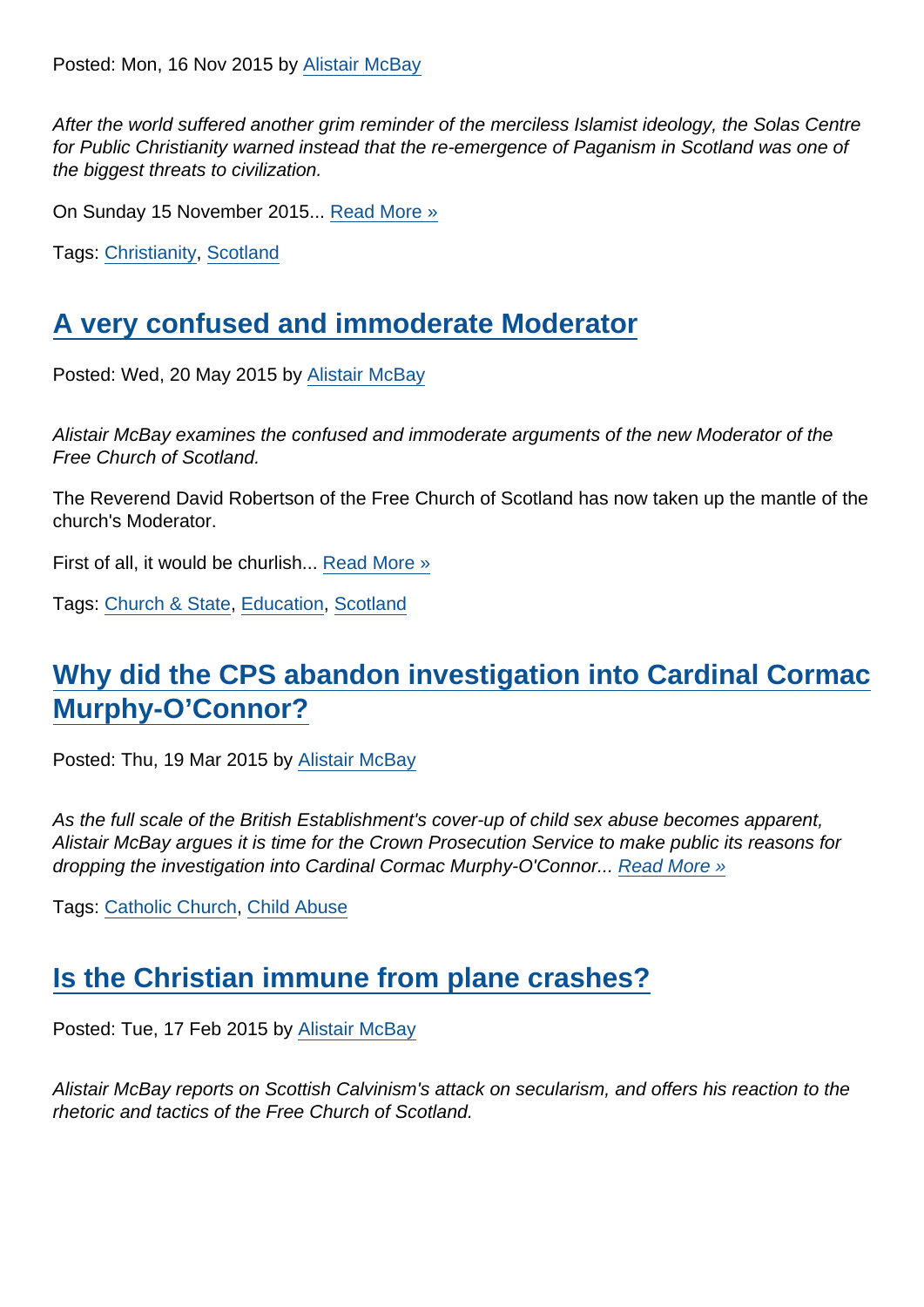Posted: Mon, 16 Nov 2015 by [Alistair McBay](#)

*After the world suffered another grim reminder of the merciless Islamist ideology, the Solas Centre for Public Christianity warned instead that the re-emergence of Paganism in Scotland was one of the biggest threats to civilization.*

On Sunday 15 November 2015... [Read More »](#)

Tags: [Christianity](#), [Scotland](#)

## [A very confused and immoderate Moderator](#)

Posted: Wed, 20 May 2015 by [Alistair McBay](#)

*Alistair McBay examines the confused and immoderate arguments of the new Moderator of the Free Church of Scotland.*

The Reverend David Robertson of the Free Church of Scotland has now taken up the mantle of the church's Moderator.

First of all, it would be churlish... [Read More »](#)

Tags: [Church & State](#), [Education](#), [Scotland](#)

## [Why did the CPS abandon investigation into Cardinal Cormac Murphy-O'Connor?](#)

Posted: Thu, 19 Mar 2015 by [Alistair McBay](#)

*As the full scale of the British Establishment's cover-up of child sex abuse becomes apparent, Alistair McBay argues it is time for the Crown Prosecution Service to make public its reasons for dropping the investigation into Cardinal Cormac Murphy-O'Connor... [Read More »](#)*

Tags: [Catholic Church](#), [Child Abuse](#)

## [Is the Christian immune from plane crashes?](#)

Posted: Tue, 17 Feb 2015 by [Alistair McBay](#)

*Alistair McBay reports on Scottish Calvinism's attack on secularism, and offers his reaction to the rhetoric and tactics of the Free Church of Scotland.*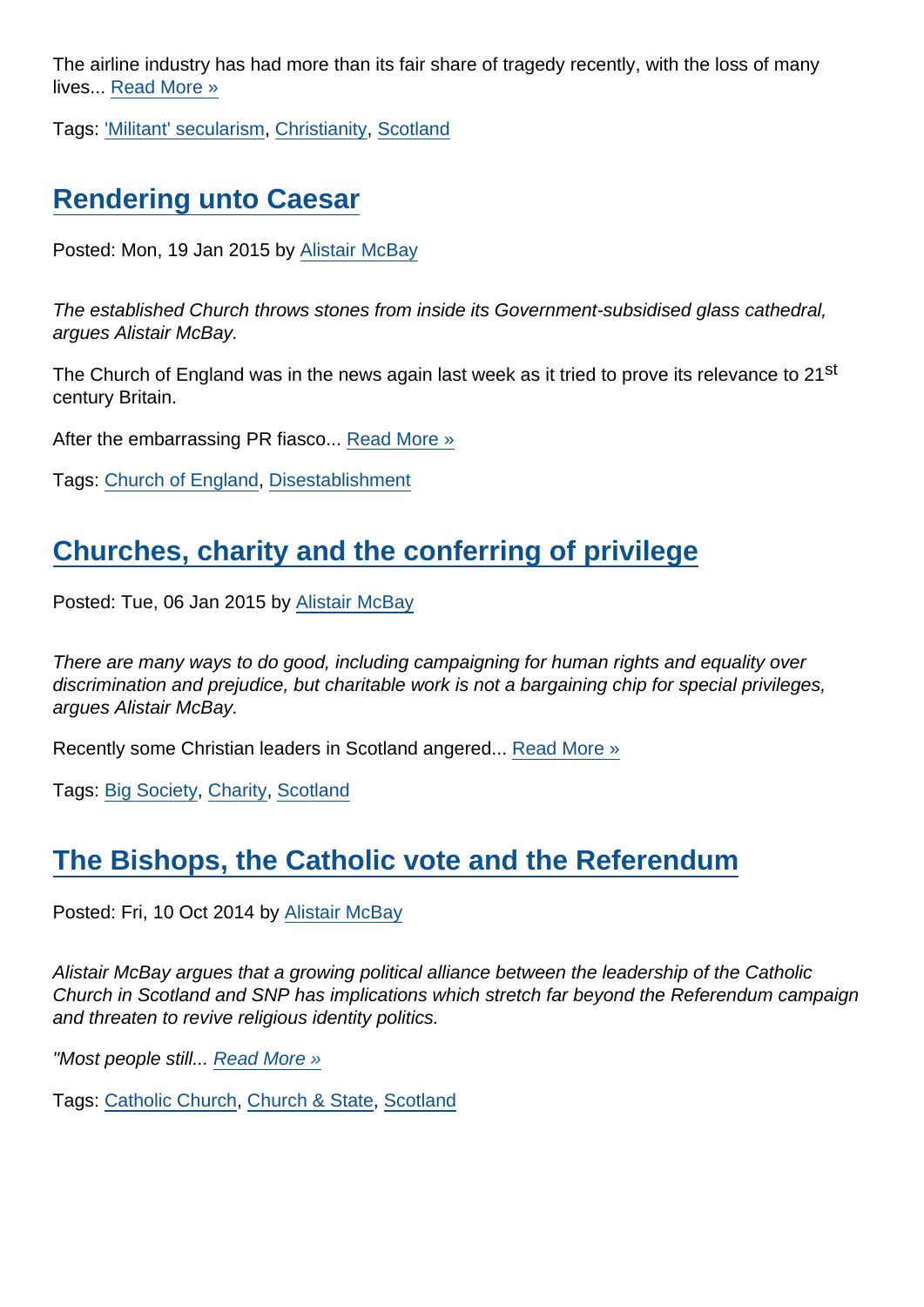The airline industry has had more than its fair share of tragedy recently, with the loss of many lives... Read More »

Tags: 'Militant' secularism, Christianity, Scotland

## Rendering unto Caesar

Posted: Mon, 19 Jan 2015 by Alistair McBay

*The established Church throws stones from inside its Government-subsidised glass cathedral, argues Alistair McBay.*

The Church of England was in the news again last week as it tried to prove its relevance to 21st century Britain.

After the embarrassing PR fiasco... Read More »

Tags: Church of England, Disestablishment

## Churches, charity and the conferring of privilege

Posted: Tue, 06 Jan 2015 by Alistair McBay

*There are many ways to do good, including campaigning for human rights and equality over discrimination and prejudice, but charitable work is not a bargaining chip for special privileges, argues Alistair McBay.*

Recently some Christian leaders in Scotland angered... Read More »

Tags: Big Society, Charity, Scotland

## The Bishops, the Catholic vote and the Referendum

Posted: Fri, 10 Oct 2014 by Alistair McBay

*Alistair McBay argues that a growing political alliance between the leadership of the Catholic Church in Scotland and SNP has implications which stretch far beyond the Referendum campaign and threaten to revive religious identity politics.*

*"Most people still...* Read More »

Tags: Catholic Church, Church & State, Scotland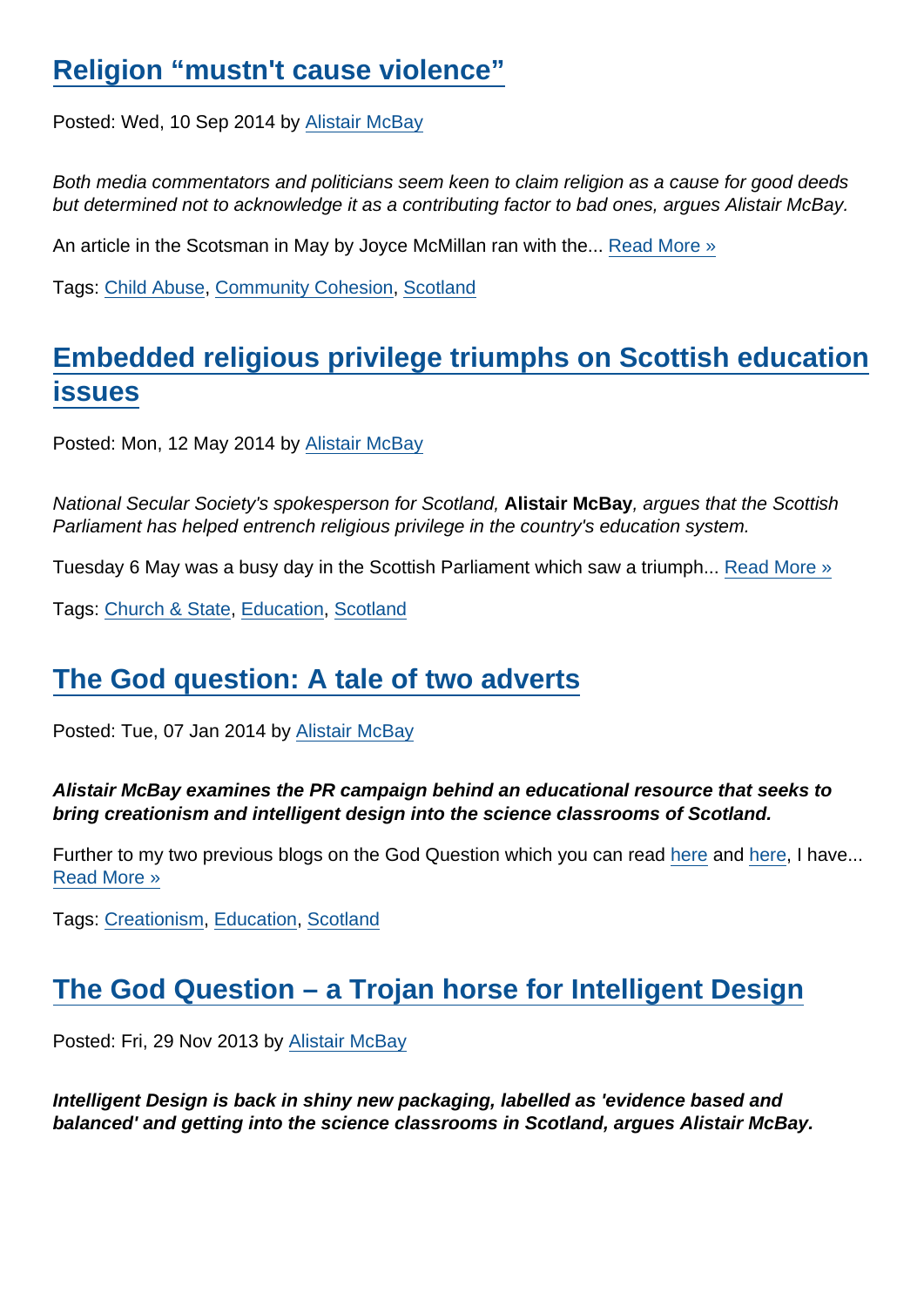## Religion “mustn't cause violence”

Posted: Wed, 10 Sep 2014 by Alistair McBay

*Both media commentators and politicians seem keen to claim religion as a cause for good deeds but determined not to acknowledge it as a contributing factor to bad ones, argues Alistair McBay.*

An article in the Scotsman in May by Joyce McMillan ran with the... Read More »

Tags: Child Abuse, Community Cohesion, Scotland

## Embedded religious privilege triumphs on Scottish education issues

Posted: Mon, 12 May 2014 by Alistair McBay

*National Secular Society's spokesperson for Scotland,* **Alistair McBay***, argues that the Scottish Parliament has helped entrench religious privilege in the country's education system.*

Tuesday 6 May was a busy day in the Scottish Parliament which saw a triumph... Read More »

Tags: Church & State, Education, Scotland

## The God question: A tale of two adverts

Posted: Tue, 07 Jan 2014 by Alistair McBay

***Alistair McBay examines the PR campaign behind an educational resource that seeks to bring creationism and intelligent design into the science classrooms of Scotland.***

Further to my two previous blogs on the God Question which you can read here and here, I have... Read More »

Tags: Creationism, Education, Scotland

## The God Question – a Trojan horse for Intelligent Design

Posted: Fri, 29 Nov 2013 by Alistair McBay

***Intelligent Design is back in shiny new packaging, labelled as 'evidence based and balanced' and getting into the science classrooms in Scotland, argues Alistair McBay.***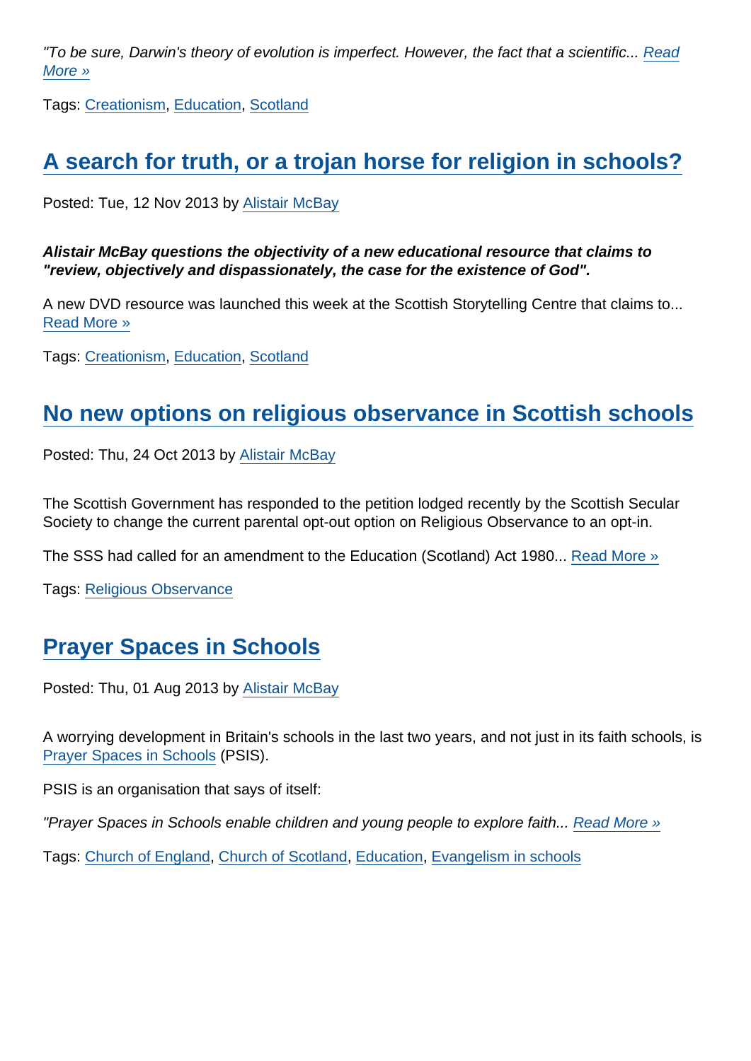*"To be sure, Darwin's theory of evolution is imperfect. However, the fact that a scientific... Read More »*

Tags: Creationism, Education, Scotland

## A search for truth, or a trojan horse for religion in schools?

Posted: Tue, 12 Nov 2013 by Alistair McBay

***Alistair McBay questions the objectivity of a new educational resource that claims to "review, objectively and dispassionately, the case for the existence of God".***

A new DVD resource was launched this week at the Scottish Storytelling Centre that claims to... Read More »

Tags: Creationism, Education, Scotland

## No new options on religious observance in Scottish schools

Posted: Thu, 24 Oct 2013 by Alistair McBay

The Scottish Government has responded to the petition lodged recently by the Scottish Secular Society to change the current parental opt-out option on Religious Observance to an opt-in.

The SSS had called for an amendment to the Education (Scotland) Act 1980... Read More »

Tags: Religious Observance

## Prayer Spaces in Schools

Posted: Thu, 01 Aug 2013 by Alistair McBay

A worrying development in Britain's schools in the last two years, and not just in its faith schools, is Prayer Spaces in Schools (PSIS).

PSIS is an organisation that says of itself:

*"Prayer Spaces in Schools enable children and young people to explore faith... Read More »*

Tags: Church of England, Church of Scotland, Education, Evangelism in schools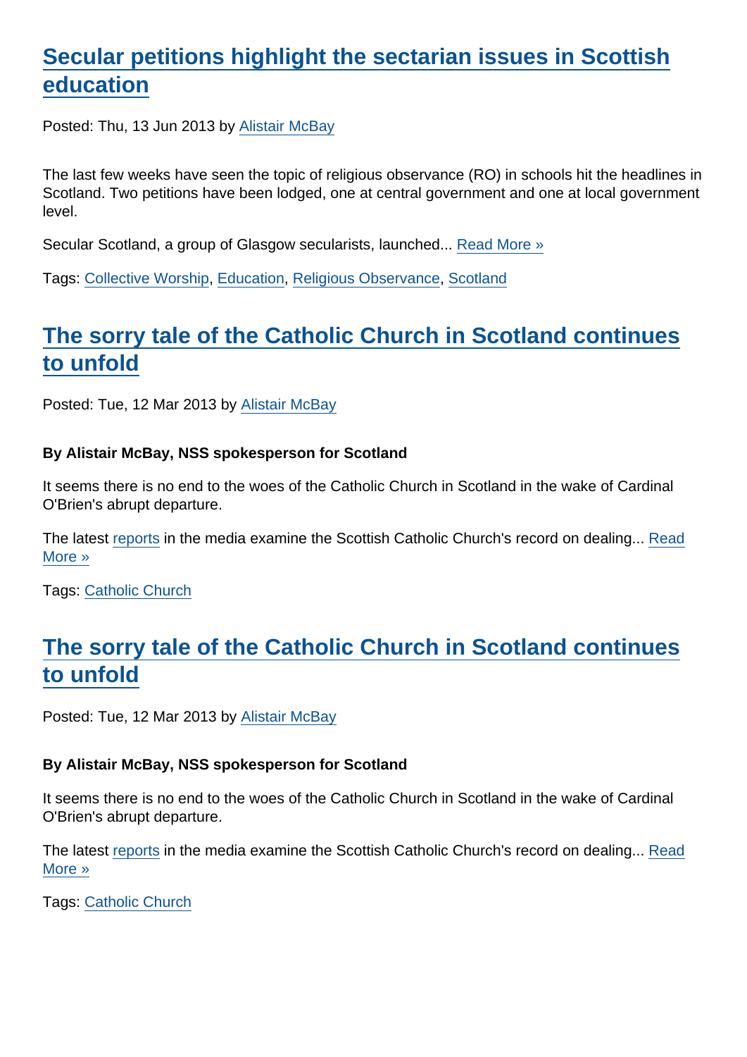## Secular petitions highlight the sectarian issues in Scottish education

Posted: Thu, 13 Jun 2013 by Alistair McBay

The last few weeks have seen the topic of religious observance (RO) in schools hit the headlines in Scotland. Two petitions have been lodged, one at central government and one at local government level.

Secular Scotland, a group of Glasgow secularists, launched... Read More »

Tags: Collective Worship, Education, Religious Observance, Scotland

## The sorry tale of the Catholic Church in Scotland continues to unfold

Posted: Tue, 12 Mar 2013 by Alistair McBay

**By Alistair McBay, NSS spokesperson for Scotland**

It seems there is no end to the woes of the Catholic Church in Scotland in the wake of Cardinal O'Brien's abrupt departure.

The latest reports in the media examine the Scottish Catholic Church's record on dealing... Read More »

Tags: Catholic Church

## The sorry tale of the Catholic Church in Scotland continues to unfold

Posted: Tue, 12 Mar 2013 by Alistair McBay

**By Alistair McBay, NSS spokesperson for Scotland**

It seems there is no end to the woes of the Catholic Church in Scotland in the wake of Cardinal O'Brien's abrupt departure.

The latest reports in the media examine the Scottish Catholic Church's record on dealing... Read More »

Tags: Catholic Church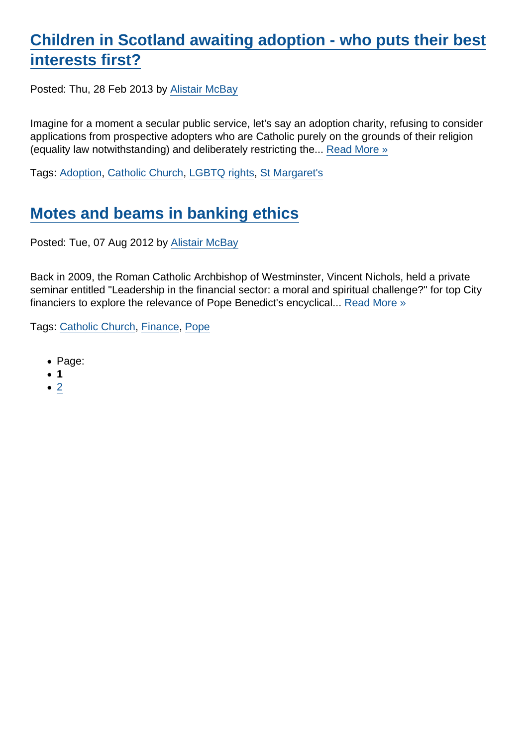## Children in Scotland awaiting adoption - who puts their best interests first?

Posted: Thu, 28 Feb 2013 by Alistair McBay

Imagine for a moment a secular public service, let's say an adoption charity, refusing to consider applications from prospective adopters who are Catholic purely on the grounds of their religion (equality law notwithstanding) and deliberately restricting the... Read More »

Tags: Adoption, Catholic Church, LGBTQ rights, St Margaret's

## Motes and beams in banking ethics

Posted: Tue, 07 Aug 2012 by Alistair McBay

Back in 2009, the Roman Catholic Archbishop of Westminster, Vincent Nichols, held a private seminar entitled "Leadership in the financial sector: a moral and spiritual challenge?" for top City financiers to explore the relevance of Pope Benedict's encyclical... Read More »

Tags: Catholic Church, Finance, Pope

- Page:
- **1**
- 2